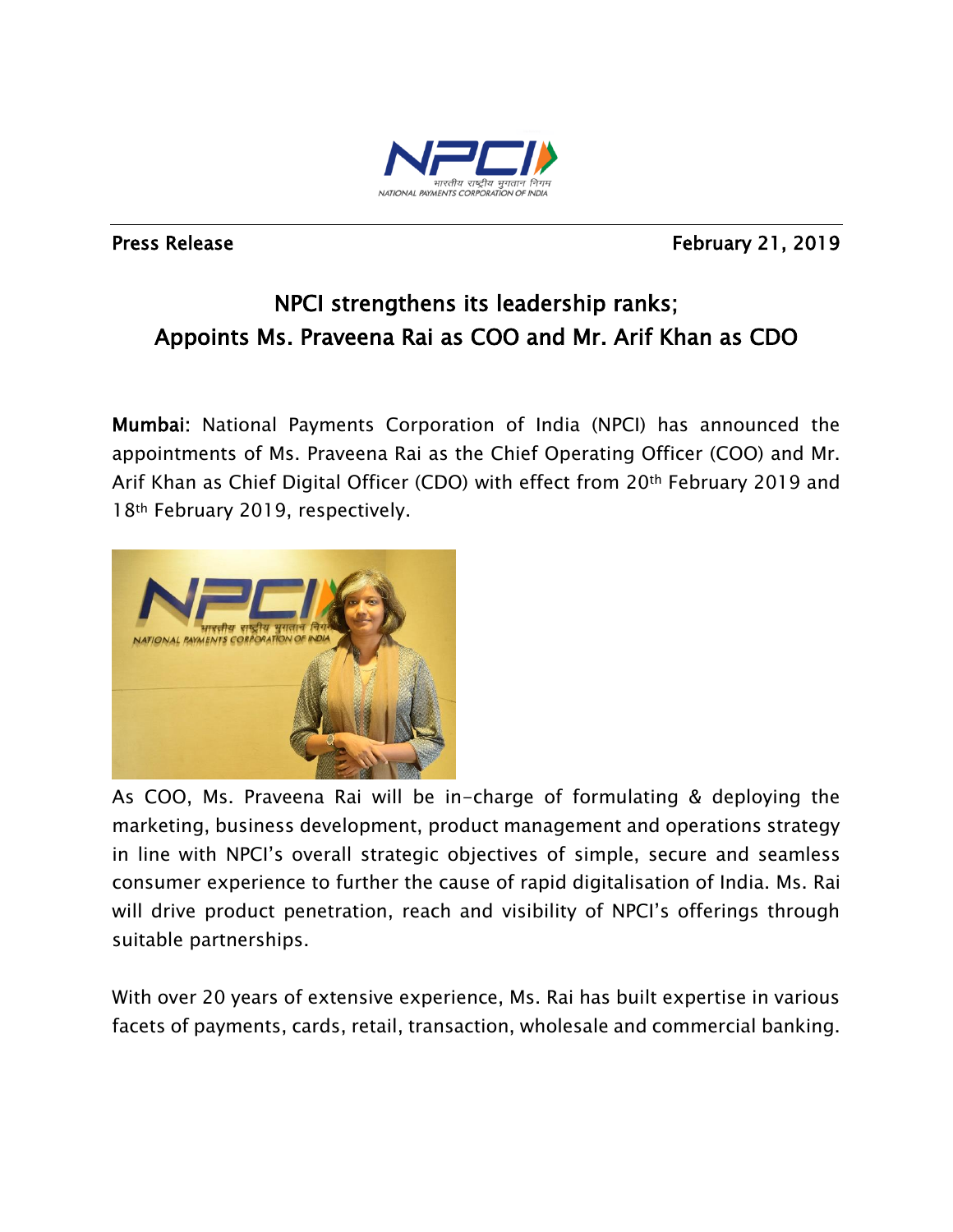Press Release February 21, 2019

# NPCI strengthens its leadership ranks; Appoints Ms. Praveena Rai as COO and Mr. Arif Khan as CDO

**Mumbai:** National Payments Corporation of India (NPCI) has announced the appointments of Ms. Praveena Rai as the Chief Operating Officer (COO) and Mr. Arif Khan as Chief Digital Officer (CDO) with effect from 20th February 2019 and 18th February 2019, respectively.

As COO, Ms. Praveena Rai will be in-charge of formulating & deploying the marketing, business development, product management and operations strategy in line with NPCI's overall strategic objectives of simple, secure and seamless consumer experience to further the cause of rapid digitalisation of India. Ms. Rai will drive product penetration, reach and visibility of NPCI's offerings through suitable partnerships.

With over 20 years of extensive experience, Ms. Rai has built expertise in various facets of payments, cards, retail, transaction, wholesale and commercial banking.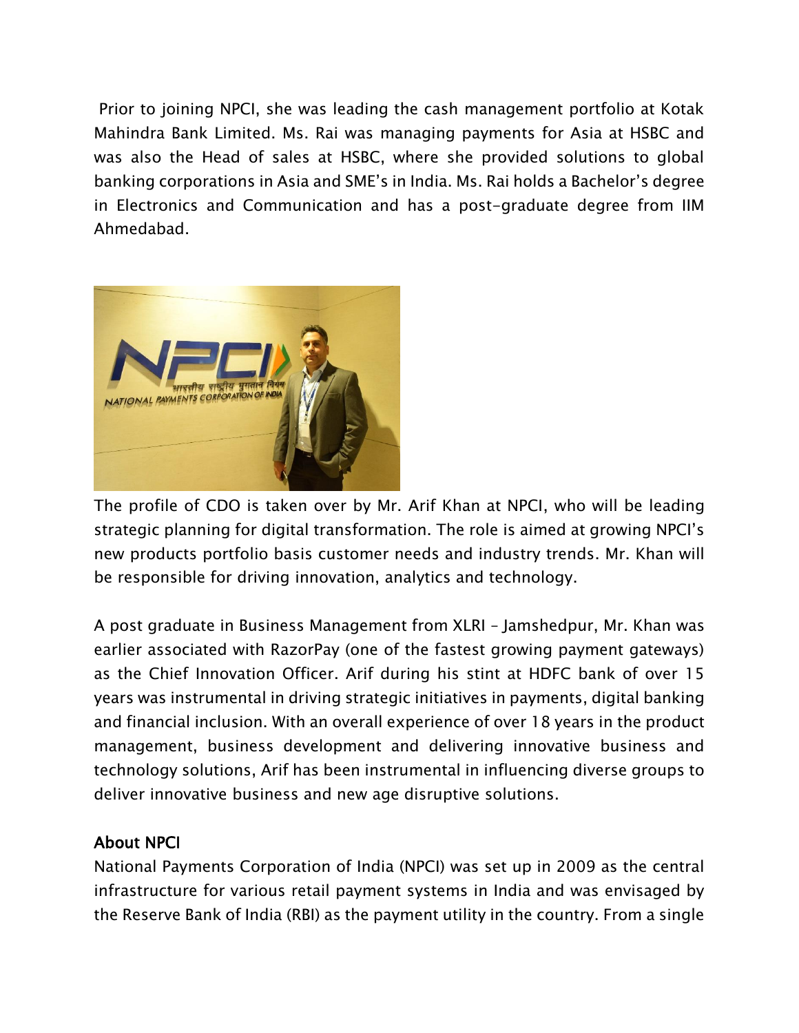Prior to joining NPCI, she was leading the cash management portfolio at Kotak Mahindra Bank Limited. Ms. Rai was managing payments for Asia at HSBC and was also the Head of sales at HSBC, where she provided solutions to global banking corporations in Asia and SME's in India. Ms. Rai holds a Bachelor's degree in Electronics and Communication and has a post-graduate degree from IIM Ahmedabad.

The profile of CDO is taken over by Mr. Arif Khan at NPCI, who will be leading strategic planning for digital transformation. The role is aimed at growing NPCI's new products portfolio basis customer needs and industry trends. Mr. Khan will be responsible for driving innovation, analytics and technology.

A post graduate in Business Management from XLRI – Jamshedpur, Mr. Khan was earlier associated with RazorPay (one of the fastest growing payment gateways) as the Chief Innovation Officer. Arif during his stint at HDFC bank of over 15 years was instrumental in driving strategic initiatives in payments, digital banking and financial inclusion. With an overall experience of over 18 years in the product management, business development and delivering innovative business and technology solutions, Arif has been instrumental in influencing diverse groups to deliver innovative business and new age disruptive solutions.

## About NPCI

National Payments Corporation of India (NPCI) was set up in 2009 as the central infrastructure for various retail payment systems in India and was envisaged by the Reserve Bank of India (RBI) as the payment utility in the country. From a single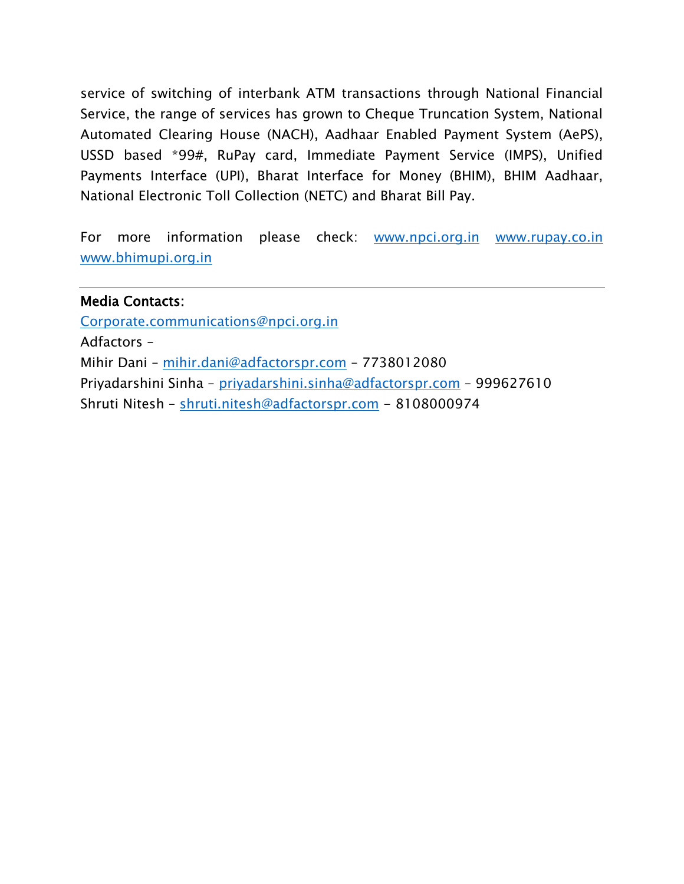service of switching of interbank ATM transactions through National Financial Service, the range of services has grown to Cheque Truncation System, National Automated Clearing House (NACH), Aadhaar Enabled Payment System (AePS), USSD based *99#, RuPay card, Immediate Payment Service (IMPS), Unified Payments Interface (UPI), Bharat Interface for Money (BHIM), BHIM Aadhaar, National Electronic Toll Collection (NETC) and Bharat Bill Pay.

For more information please check: www.npci.org.in www.rupay.co.in www.bhimupi.org.in

---

Media Contacts:

Corporate.communications@npci.org.in

Adfactors –

Mihir Dani – mihir.dani@adfactorspr.com – 7738012080

Priyadarshini Sinha – priyadarshini.sinha@adfactorspr.com – 999627610

Shruti Nitesh – shruti.nitesh@adfactorspr.com – 8108000974